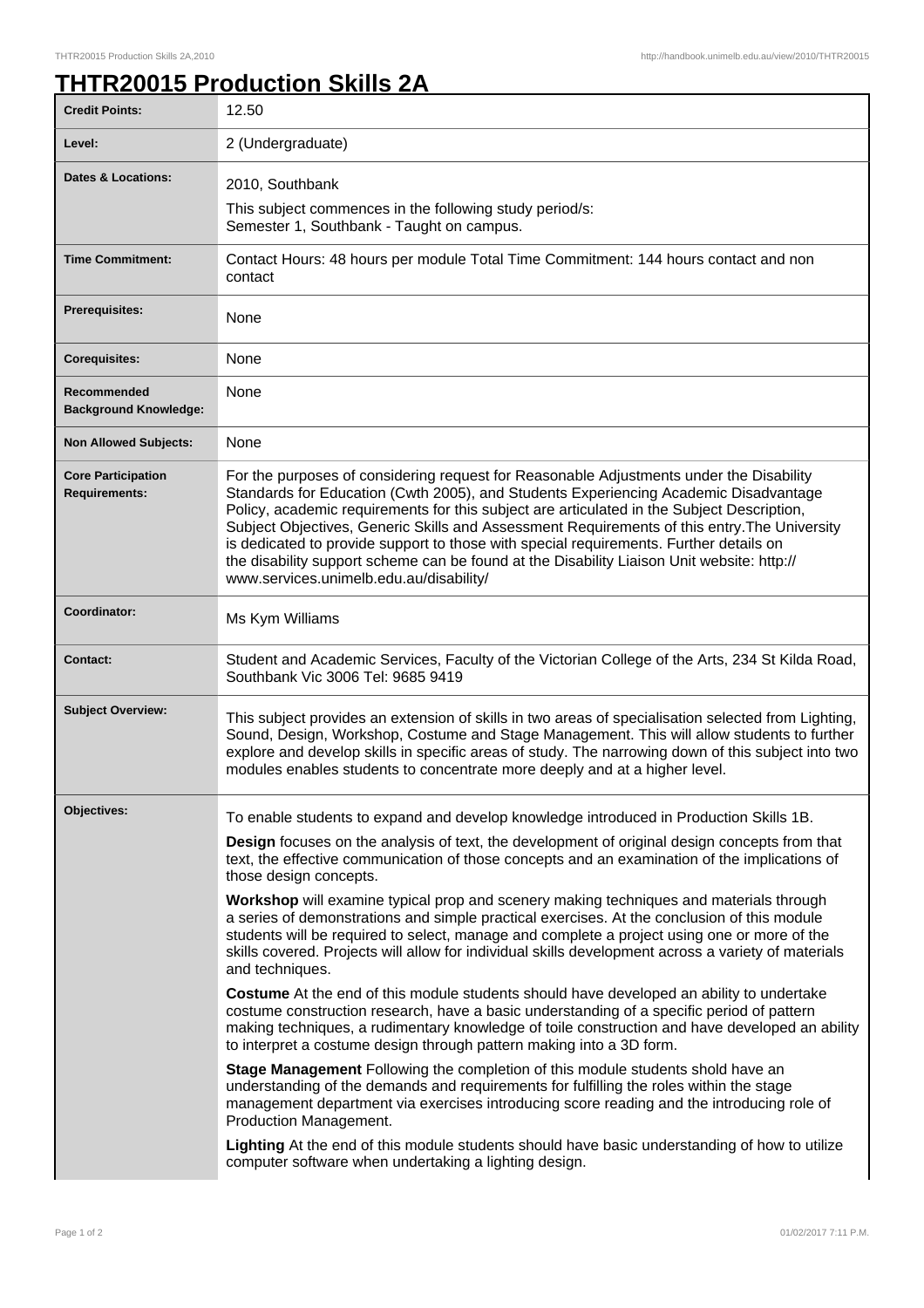# THTR20015 Production Skills 2A

| | |
|---|---|
| **Credit Points:** | 12.50 |
| **Level:** | 2 (Undergraduate) |
| **Dates & Locations:** | 2010, Southbank<br>This subject commences in the following study period/s:<br>Semester 1, Southbank - Taught on campus. |
| **Time Commitment:** | Contact Hours: 48 hours per module Total Time Commitment: 144 hours contact and non contact |
| **Prerequisites:** | None |
| **Corequisites:** | None |
| **Recommended Background Knowledge:** | None |
| **Non Allowed Subjects:** | None |
| **Core Participation Requirements:** | For the purposes of considering request for Reasonable Adjustments under the Disability Standards for Education (Cwth 2005), and Students Experiencing Academic Disadvantage Policy, academic requirements for this subject are articulated in the Subject Description, Subject Objectives, Generic Skills and Assessment Requirements of this entry.The University is dedicated to provide support to those with special requirements. Further details on the disability support scheme can be found at the Disability Liaison Unit website: http://www.services.unimelb.edu.au/disability/ |
| **Coordinator:** | Ms Kym Williams |
| **Contact:** | Student and Academic Services, Faculty of the Victorian College of the Arts, 234 St Kilda Road, Southbank Vic 3006 Tel: 9685 9419 |
| **Subject Overview:** | This subject provides an extension of skills in two areas of specialisation selected from Lighting, Sound, Design, Workshop, Costume and Stage Management. This will allow students to further explore and develop skills in specific areas of study. The narrowing down of this subject into two modules enables students to concentrate more deeply and at a higher level. |
| **Objectives:** | To enable students to expand and develop knowledge introduced in Production Skills 1B.<br>**Design** focuses on the analysis of text, the development of original design concepts from that text, the effective communication of those concepts and an examination of the implications of those design concepts.<br>**Workshop** will examine typical prop and scenery making techniques and materials through a series of demonstrations and simple practical exercises. At the conclusion of this module students will be required to select, manage and complete a project using one or more of the skills covered. Projects will allow for individual skills development across a variety of materials and techniques.<br>**Costume** At the end of this module students should have developed an ability to undertake costume construction research, have a basic understanding of a specific period of pattern making techniques, a rudimentary knowledge of toile construction and have developed an ability to interpret a costume design through pattern making into a 3D form.<br>**Stage Management** Following the completion of this module students shold have an understanding of the demands and requirements for fulfilling the roles within the stage management department via exercises introducing score reading and the introducing role of Production Management.<br>**Lighting** At the end of this module students should have basic understanding of how to utilize computer software when undertaking a lighting design. |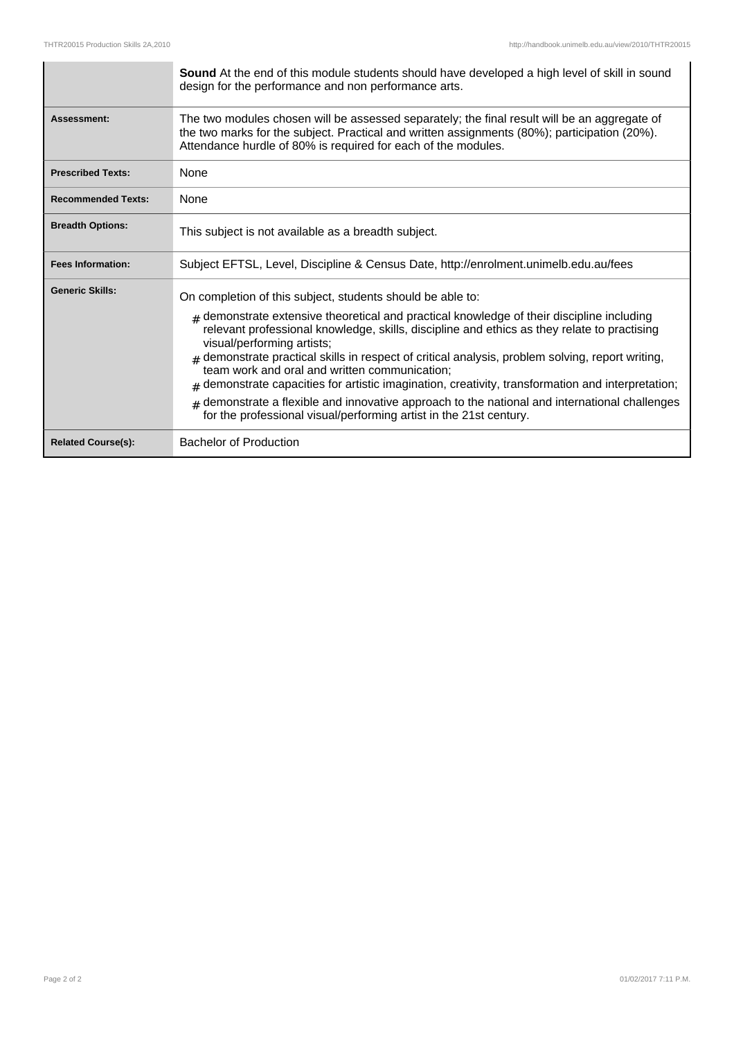| | |
|---|---|
| | **Sound** At the end of this module students should have developed a high level of skill in sound design for the performance and non performance arts. |
| **Assessment:** | The two modules chosen will be assessed separately; the final result will be an aggregate of the two marks for the subject. Practical and written assignments (80%); participation (20%). Attendance hurdle of 80% is required for each of the modules. |
| **Prescribed Texts:** | None |
| **Recommended Texts:** | None |
| **Breadth Options:** | This subject is not available as a breadth subject. |
| **Fees Information:** | Subject EFTSL, Level, Discipline & Census Date, http://enrolment.unimelb.edu.au/fees |
| **Generic Skills:** | On completion of this subject, students should be able to:<br># demonstrate extensive theoretical and practical knowledge of their discipline including relevant professional knowledge, skills, discipline and ethics as they relate to practising visual/performing artists;<br># demonstrate practical skills in respect of critical analysis, problem solving, report writing, team work and oral and written communication;<br># demonstrate capacities for artistic imagination, creativity, transformation and interpretation;<br># demonstrate a flexible and innovative approach to the national and international challenges for the professional visual/performing artist in the 21st century. |
| **Related Course(s):** | Bachelor of Production |